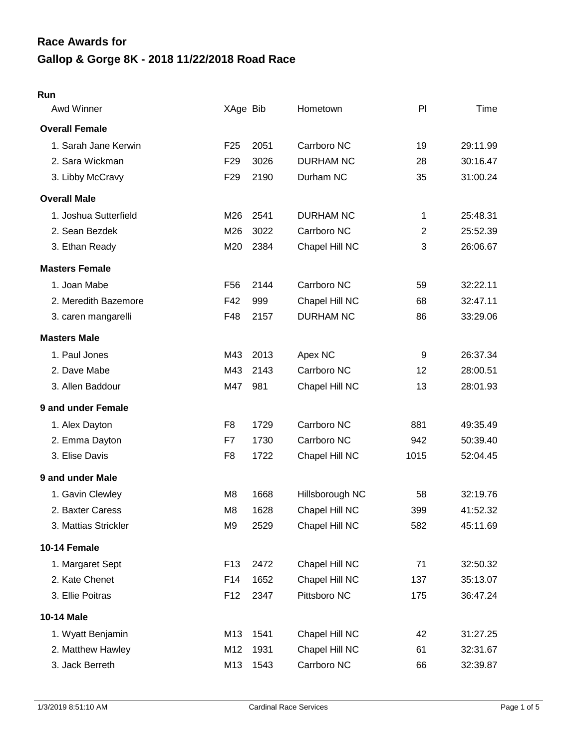# Race Awards for
# Gallop & Gorge 8K - 2018 11/22/2018 Road Race

**Run**

| Awd Winner | XAge | Bib | Hometown | Pl | Time |
|---|---|---|---|---|---|
| **Overall Female** | | | | | |
| 1. Sarah Jane Kerwin | F25 | 2051 | Carrboro NC | 19 | 29:11.99 |
| 2. Sara Wickman | F29 | 3026 | DURHAM NC | 28 | 30:16.47 |
| 3. Libby McCravy | F29 | 2190 | Durham NC | 35 | 31:00.24 |
| **Overall Male** | | | | | |
| 1. Joshua Sutterfield | M26 | 2541 | DURHAM NC | 1 | 25:48.31 |
| 2. Sean Bezdek | M26 | 3022 | Carrboro NC | 2 | 25:52.39 |
| 3. Ethan Ready | M20 | 2384 | Chapel Hill NC | 3 | 26:06.67 |
| **Masters Female** | | | | | |
| 1. Joan Mabe | F56 | 2144 | Carrboro NC | 59 | 32:22.11 |
| 2. Meredith Bazemore | F42 | 999 | Chapel Hill NC | 68 | 32:47.11 |
| 3. caren mangarelli | F48 | 2157 | DURHAM NC | 86 | 33:29.06 |
| **Masters Male** | | | | | |
| 1. Paul Jones | M43 | 2013 | Apex NC | 9 | 26:37.34 |
| 2. Dave Mabe | M43 | 2143 | Carrboro NC | 12 | 28:00.51 |
| 3. Allen Baddour | M47 | 981 | Chapel Hill NC | 13 | 28:01.93 |
| **9 and under Female** | | | | | |
| 1. Alex Dayton | F8 | 1729 | Carrboro NC | 881 | 49:35.49 |
| 2. Emma Dayton | F7 | 1730 | Carrboro NC | 942 | 50:39.40 |
| 3. Elise Davis | F8 | 1722 | Chapel Hill NC | 1015 | 52:04.45 |
| **9 and under Male** | | | | | |
| 1. Gavin Clewley | M8 | 1668 | Hillsborough NC | 58 | 32:19.76 |
| 2. Baxter Caress | M8 | 1628 | Chapel Hill NC | 399 | 41:52.32 |
| 3. Mattias Strickler | M9 | 2529 | Chapel Hill NC | 582 | 45:11.69 |
| **10-14 Female** | | | | | |
| 1. Margaret Sept | F13 | 2472 | Chapel Hill NC | 71 | 32:50.32 |
| 2. Kate Chenet | F14 | 1652 | Chapel Hill NC | 137 | 35:13.07 |
| 3. Ellie Poitras | F12 | 2347 | Pittsboro NC | 175 | 36:47.24 |
| **10-14 Male** | | | | | |
| 1. Wyatt Benjamin | M13 | 1541 | Chapel Hill NC | 42 | 31:27.25 |
| 2. Matthew Hawley | M12 | 1931 | Chapel Hill NC | 61 | 32:31.67 |
| 3. Jack Berreth | M13 | 1543 | Carrboro NC | 66 | 32:39.87 |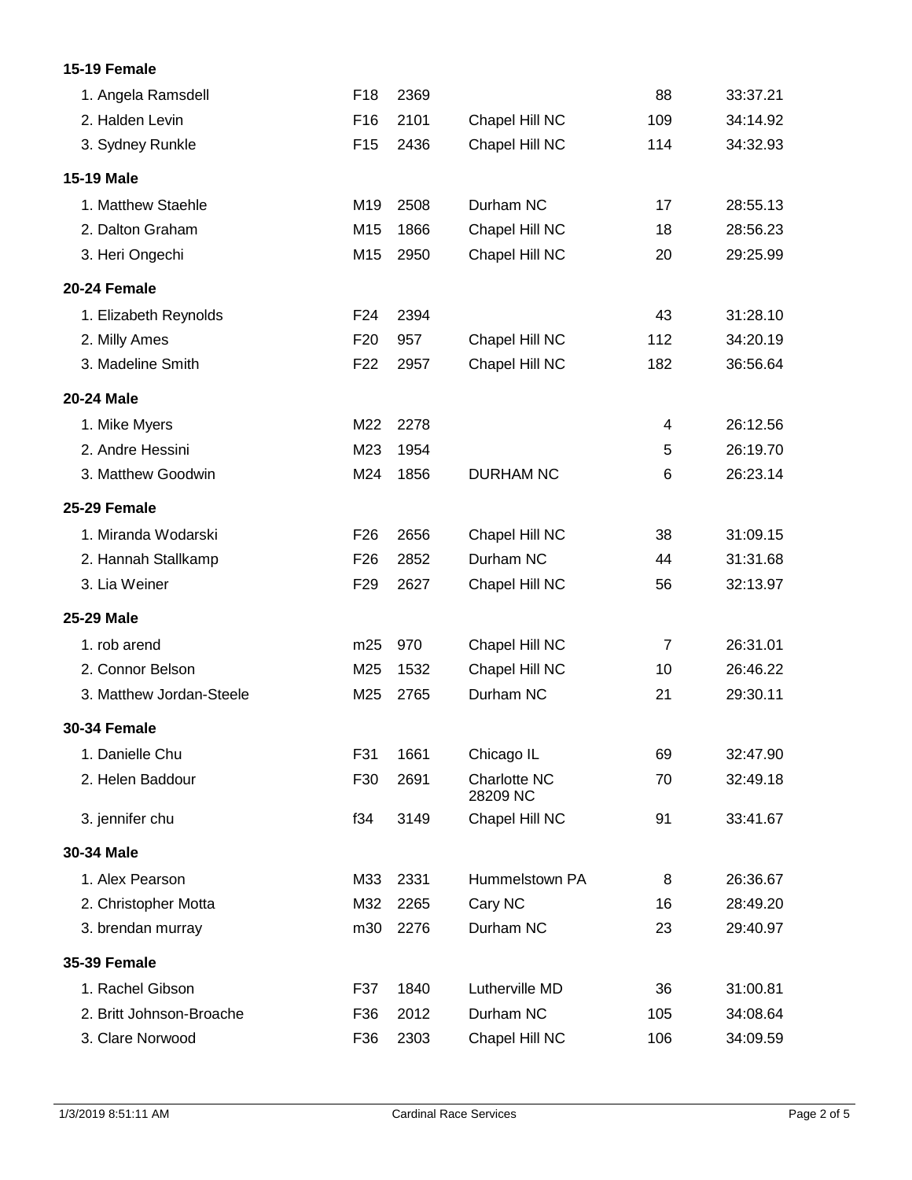**15-19 Female**

| | | | | | |
|---|---|---|---|---|---|
| 1. Angela Ramsdell | F18 | 2369 | | 88 | 33:37.21 |
| 2. Halden Levin | F16 | 2101 | Chapel Hill NC | 109 | 34:14.92 |
| 3. Sydney Runkle | F15 | 2436 | Chapel Hill NC | 114 | 34:32.93 |

**15-19 Male**

| | | | | | |
|---|---|---|---|---|---|
| 1. Matthew Staehle | M19 | 2508 | Durham NC | 17 | 28:55.13 |
| 2. Dalton Graham | M15 | 1866 | Chapel Hill NC | 18 | 28:56.23 |
| 3. Heri Ongechi | M15 | 2950 | Chapel Hill NC | 20 | 29:25.99 |

**20-24 Female**

| | | | | | |
|---|---|---|---|---|---|
| 1. Elizabeth Reynolds | F24 | 2394 | | 43 | 31:28.10 |
| 2. Milly Ames | F20 | 957 | Chapel Hill NC | 112 | 34:20.19 |
| 3. Madeline Smith | F22 | 2957 | Chapel Hill NC | 182 | 36:56.64 |

**20-24 Male**

| | | | | | |
|---|---|---|---|---|---|
| 1. Mike Myers | M22 | 2278 | | 4 | 26:12.56 |
| 2. Andre Hessini | M23 | 1954 | | 5 | 26:19.70 |
| 3. Matthew Goodwin | M24 | 1856 | DURHAM NC | 6 | 26:23.14 |

**25-29 Female**

| | | | | | |
|---|---|---|---|---|---|
| 1. Miranda Wodarski | F26 | 2656 | Chapel Hill NC | 38 | 31:09.15 |
| 2. Hannah Stallkamp | F26 | 2852 | Durham NC | 44 | 31:31.68 |
| 3. Lia Weiner | F29 | 2627 | Chapel Hill NC | 56 | 32:13.97 |

**25-29 Male**

| | | | | | |
|---|---|---|---|---|---|
| 1. rob arend | m25 | 970 | Chapel Hill NC | 7 | 26:31.01 |
| 2. Connor Belson | M25 | 1532 | Chapel Hill NC | 10 | 26:46.22 |
| 3. Matthew Jordan-Steele | M25 | 2765 | Durham NC | 21 | 29:30.11 |

**30-34 Female**

| | | | | | |
|---|---|---|---|---|---|
| 1. Danielle Chu | F31 | 1661 | Chicago IL | 69 | 32:47.90 |
| 2. Helen Baddour | F30 | 2691 | Charlotte NC 28209 NC | 70 | 32:49.18 |
| 3. jennifer chu | f34 | 3149 | Chapel Hill NC | 91 | 33:41.67 |

**30-34 Male**

| | | | | | |
|---|---|---|---|---|---|
| 1. Alex Pearson | M33 | 2331 | Hummelstown PA | 8 | 26:36.67 |
| 2. Christopher Motta | M32 | 2265 | Cary NC | 16 | 28:49.20 |
| 3. brendan murray | m30 | 2276 | Durham NC | 23 | 29:40.97 |

**35-39 Female**

| | | | | | |
|---|---|---|---|---|---|
| 1. Rachel Gibson | F37 | 1840 | Lutherville MD | 36 | 31:00.81 |
| 2. Britt Johnson-Broache | F36 | 2012 | Durham NC | 105 | 34:08.64 |
| 3. Clare Norwood | F36 | 2303 | Chapel Hill NC | 106 | 34:09.59 |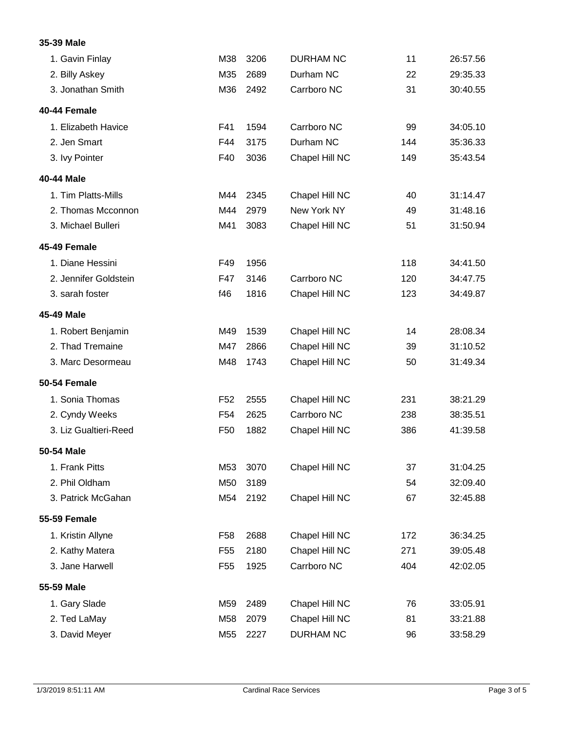**35-39 Male**

| | | | | | |
|---|---|---|---|---|---|
| 1. Gavin Finlay | M38 | 3206 | DURHAM NC | 11 | 26:57.56 |
| 2. Billy Askey | M35 | 2689 | Durham NC | 22 | 29:35.33 |
| 3. Jonathan Smith | M36 | 2492 | Carrboro NC | 31 | 30:40.55 |

**40-44 Female**

| | | | | | |
|---|---|---|---|---|---|
| 1. Elizabeth Havice | F41 | 1594 | Carrboro NC | 99 | 34:05.10 |
| 2. Jen Smart | F44 | 3175 | Durham NC | 144 | 35:36.33 |
| 3. Ivy Pointer | F40 | 3036 | Chapel Hill NC | 149 | 35:43.54 |

**40-44 Male**

| | | | | | |
|---|---|---|---|---|---|
| 1. Tim Platts-Mills | M44 | 2345 | Chapel Hill NC | 40 | 31:14.47 |
| 2. Thomas Mcconnon | M44 | 2979 | New York NY | 49 | 31:48.16 |
| 3. Michael Bulleri | M41 | 3083 | Chapel Hill NC | 51 | 31:50.94 |

**45-49 Female**

| | | | | | |
|---|---|---|---|---|---|
| 1. Diane Hessini | F49 | 1956 | | 118 | 34:41.50 |
| 2. Jennifer Goldstein | F47 | 3146 | Carrboro NC | 120 | 34:47.75 |
| 3. sarah foster | f46 | 1816 | Chapel Hill NC | 123 | 34:49.87 |

**45-49 Male**

| | | | | | |
|---|---|---|---|---|---|
| 1. Robert Benjamin | M49 | 1539 | Chapel Hill NC | 14 | 28:08.34 |
| 2. Thad Tremaine | M47 | 2866 | Chapel Hill NC | 39 | 31:10.52 |
| 3. Marc Desormeau | M48 | 1743 | Chapel Hill NC | 50 | 31:49.34 |

**50-54 Female**

| | | | | | |
|---|---|---|---|---|---|
| 1. Sonia Thomas | F52 | 2555 | Chapel Hill NC | 231 | 38:21.29 |
| 2. Cyndy Weeks | F54 | 2625 | Carrboro NC | 238 | 38:35.51 |
| 3. Liz Gualtieri-Reed | F50 | 1882 | Chapel Hill NC | 386 | 41:39.58 |

**50-54 Male**

| | | | | | |
|---|---|---|---|---|---|
| 1. Frank Pitts | M53 | 3070 | Chapel Hill NC | 37 | 31:04.25 |
| 2. Phil Oldham | M50 | 3189 | | 54 | 32:09.40 |
| 3. Patrick McGahan | M54 | 2192 | Chapel Hill NC | 67 | 32:45.88 |

**55-59 Female**

| | | | | | |
|---|---|---|---|---|---|
| 1. Kristin Allyne | F58 | 2688 | Chapel Hill NC | 172 | 36:34.25 |
| 2. Kathy Matera | F55 | 2180 | Chapel Hill NC | 271 | 39:05.48 |
| 3. Jane Harwell | F55 | 1925 | Carrboro NC | 404 | 42:02.05 |

**55-59 Male**

| | | | | | |
|---|---|---|---|---|---|
| 1. Gary Slade | M59 | 2489 | Chapel Hill NC | 76 | 33:05.91 |
| 2. Ted LaMay | M58 | 2079 | Chapel Hill NC | 81 | 33:21.88 |
| 3. David Meyer | M55 | 2227 | DURHAM NC | 96 | 33:58.29 |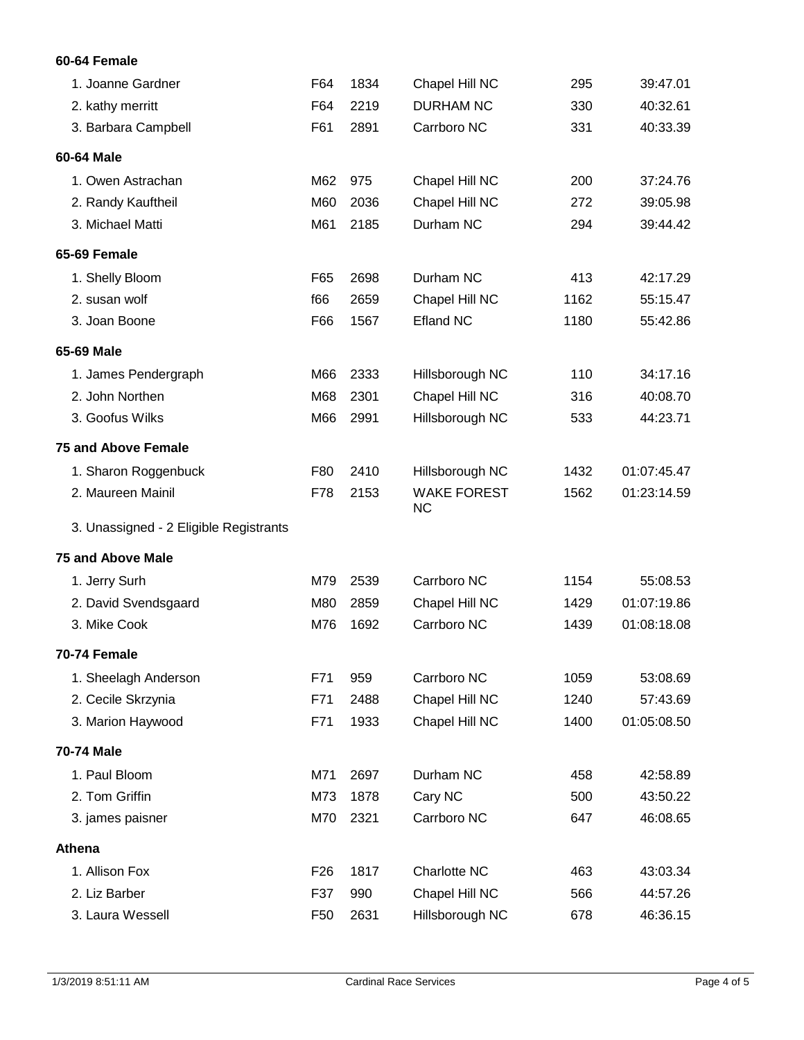**60-64 Female**

| | | | | | |
|---|---|---|---|---|---|
| 1. Joanne Gardner | F64 | 1834 | Chapel Hill NC | 295 | 39:47.01 |
| 2. kathy merritt | F64 | 2219 | DURHAM NC | 330 | 40:32.61 |
| 3. Barbara Campbell | F61 | 2891 | Carrboro NC | 331 | 40:33.39 |

**60-64 Male**

| | | | | | |
|---|---|---|---|---|---|
| 1. Owen Astrachan | M62 | 975 | Chapel Hill NC | 200 | 37:24.76 |
| 2. Randy Kauftheil | M60 | 2036 | Chapel Hill NC | 272 | 39:05.98 |
| 3. Michael Matti | M61 | 2185 | Durham NC | 294 | 39:44.42 |

**65-69 Female**

| | | | | | |
|---|---|---|---|---|---|
| 1. Shelly Bloom | F65 | 2698 | Durham NC | 413 | 42:17.29 |
| 2. susan wolf | f66 | 2659 | Chapel Hill NC | 1162 | 55:15.47 |
| 3. Joan Boone | F66 | 1567 | Efland NC | 1180 | 55:42.86 |

**65-69 Male**

| | | | | | |
|---|---|---|---|---|---|
| 1. James Pendergraph | M66 | 2333 | Hillsborough NC | 110 | 34:17.16 |
| 2. John Northen | M68 | 2301 | Chapel Hill NC | 316 | 40:08.70 |
| 3. Goofus Wilks | M66 | 2991 | Hillsborough NC | 533 | 44:23.71 |

**75 and Above Female**

| | | | | | |
|---|---|---|---|---|---|
| 1. Sharon Roggenbuck | F80 | 2410 | Hillsborough NC | 1432 | 01:07:45.47 |
| 2. Maureen Mainil | F78 | 2153 | WAKE FOREST NC | 1562 | 01:23:14.59 |
| 3. Unassigned - 2 Eligible Registrants | | | | | |

**75 and Above Male**

| | | | | | |
|---|---|---|---|---|---|
| 1. Jerry Surh | M79 | 2539 | Carrboro NC | 1154 | 55:08.53 |
| 2. David Svendsgaard | M80 | 2859 | Chapel Hill NC | 1429 | 01:07:19.86 |
| 3. Mike Cook | M76 | 1692 | Carrboro NC | 1439 | 01:08:18.08 |

**70-74 Female**

| | | | | | |
|---|---|---|---|---|---|
| 1. Sheelagh Anderson | F71 | 959 | Carrboro NC | 1059 | 53:08.69 |
| 2. Cecile Skrzynia | F71 | 2488 | Chapel Hill NC | 1240 | 57:43.69 |
| 3. Marion Haywood | F71 | 1933 | Chapel Hill NC | 1400 | 01:05:08.50 |

**70-74 Male**

| | | | | | |
|---|---|---|---|---|---|
| 1. Paul Bloom | M71 | 2697 | Durham NC | 458 | 42:58.89 |
| 2. Tom Griffin | M73 | 1878 | Cary NC | 500 | 43:50.22 |
| 3. james paisner | M70 | 2321 | Carrboro NC | 647 | 46:08.65 |

**Athena**

| | | | | | |
|---|---|---|---|---|---|
| 1. Allison Fox | F26 | 1817 | Charlotte NC | 463 | 43:03.34 |
| 2. Liz Barber | F37 | 990 | Chapel Hill NC | 566 | 44:57.26 |
| 3. Laura Wessell | F50 | 2631 | Hillsborough NC | 678 | 46:36.15 |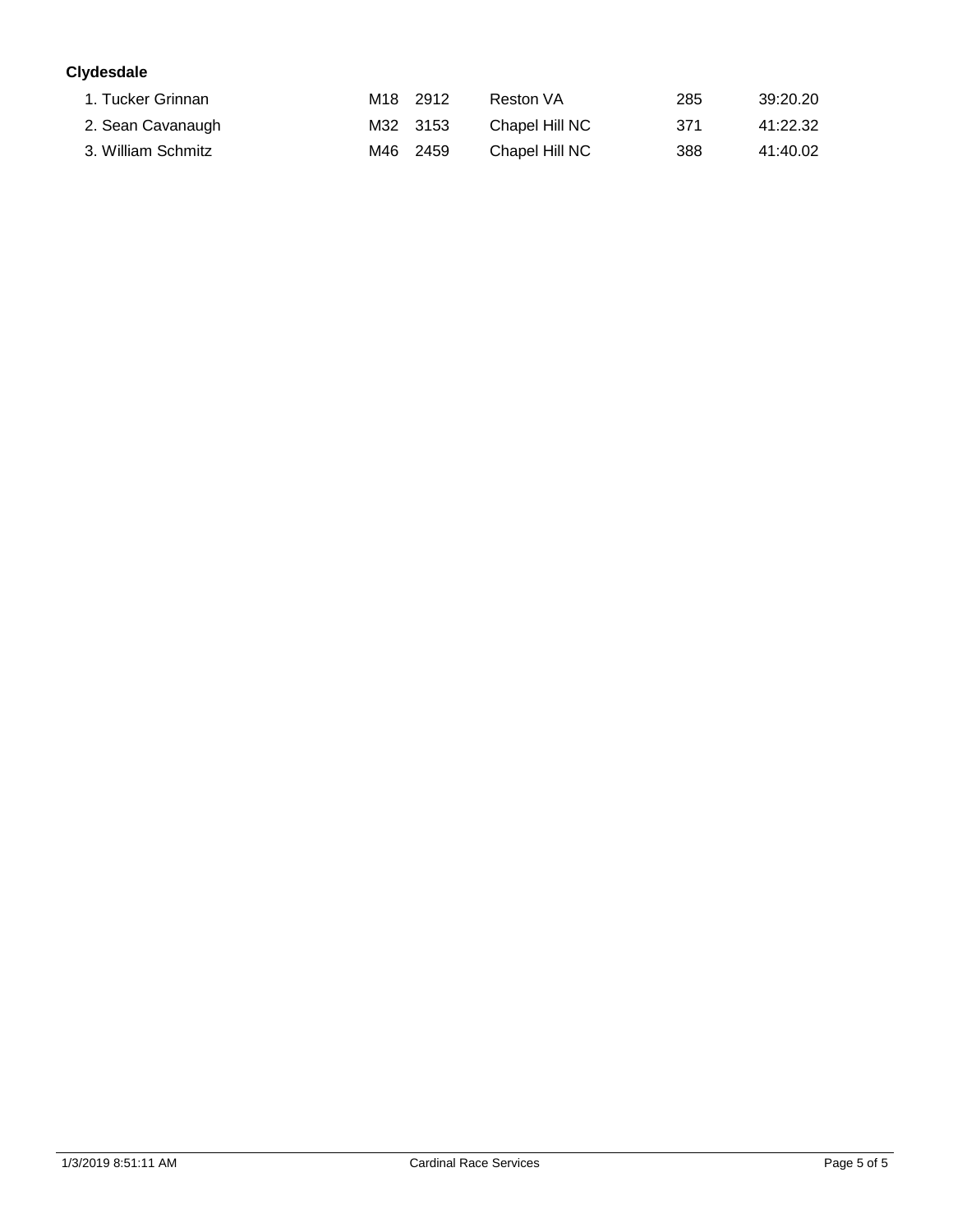**Clydesdale**

| | | | | | |
|---|---|---|---|---|---|
| 1. Tucker Grinnan | M18 | 2912 | Reston VA | 285 | 39:20.20 |
| 2. Sean Cavanaugh | M32 | 3153 | Chapel Hill NC | 371 | 41:22.32 |
| 3. William Schmitz | M46 | 2459 | Chapel Hill NC | 388 | 41:40.02 |